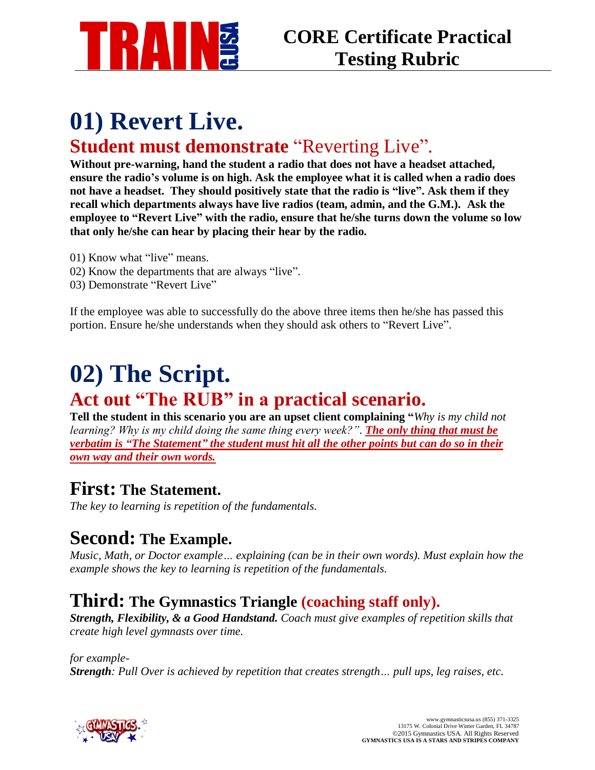# CORE Certificate Practical Testing Rubric

# 01) Revert Live.

## **Student must demonstrate** "Reverting Live".

**Without pre-warning, hand the student a radio that does not have a headset attached, ensure the radio's volume is on high. Ask the employee what it is called when a radio does not have a headset. They should positively state that the radio is "live". Ask them if they recall which departments always have live radios (team, admin, and the G.M.). Ask the employee to "Revert Live" with the radio, ensure that he/she turns down the volume so low that only he/she can hear by placing their hear by the radio.**

01) Know what "live" means.
02) Know the departments that are always "live".
03) Demonstrate "Revert Live"

If the employee was able to successfully do the above three items then he/she has passed this portion. Ensure he/she understands when they should ask others to "Revert Live".

# 02) The Script.

## Act out "The RUB" in a practical scenario.

**Tell the student in this scenario you are an upset client complaining "***Why is my child not learning? Why is my child doing the same thing every week?"*. ***The only thing that must be verbatim is "The Statement" the student must hit all the other points but can do so in their own way and their own words.***

## First: The Statement.

*The key to learning is repetition of the fundamentals.*

## Second: The Example.

*Music, Math, or Doctor example… explaining (can be in their own words). Must explain how the example shows the key to learning is repetition of the fundamentals.*

## Third: The Gymnastics Triangle (coaching staff only).

***Strength, Flexibility, & a Good Handstand.*** *Coach must give examples of repetition skills that create high level gymnasts over time.*

*for example-*
***Strength****: Pull Over is achieved by repetition that creates strength… pull ups, leg raises, etc.*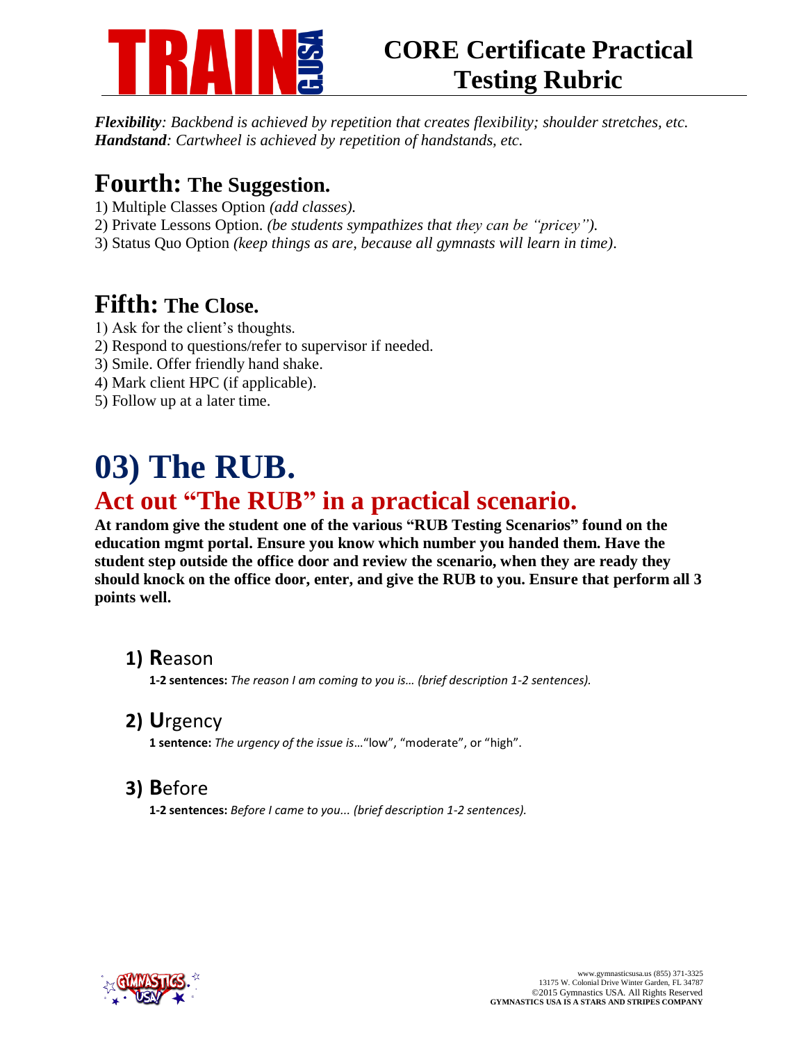*Flexibility: Backbend is achieved by repetition that creates flexibility; shoulder stretches, etc.*
*Handstand: Cartwheel is achieved by repetition of handstands, etc.*

## Fourth: The Suggestion.

1) Multiple Classes Option *(add classes).*
2) Private Lessons Option. *(be students sympathizes that they can be "pricey").*
3) Status Quo Option *(keep things as are, because all gymnasts will learn in time)*.

## Fifth: The Close.

1) Ask for the client's thoughts.
2) Respond to questions/refer to supervisor if needed.
3) Smile. Offer friendly hand shake.
4) Mark client HPC (if applicable).
5) Follow up at a later time.

# 03) The RUB.

## Act out "The RUB" in a practical scenario.

**At random give the student one of the various "RUB Testing Scenarios" found on the education mgmt portal. Ensure you know which number you handed them. Have the student step outside the office door and review the scenario, when they are ready they should knock on the office door, enter, and give the RUB to you. Ensure that perform all 3 points well.**

### 1) Reason

**1-2 sentences:** *The reason I am coming to you is… (brief description 1-2 sentences).*

### 2) Urgency

**1 sentence:** *The urgency of the issue is…*"low", "moderate", or "high".

### 3) Before

**1-2 sentences:** *Before I came to you... (brief description 1-2 sentences).*

www.gymnasticsusa.us (855) 371-3325
13175 W. Colonial Drive Winter Garden, FL 34787
©2015 Gymnastics USA. All Rights Reserved
GYMNASTICS USA IS A STARS AND STRIPES COMPANY